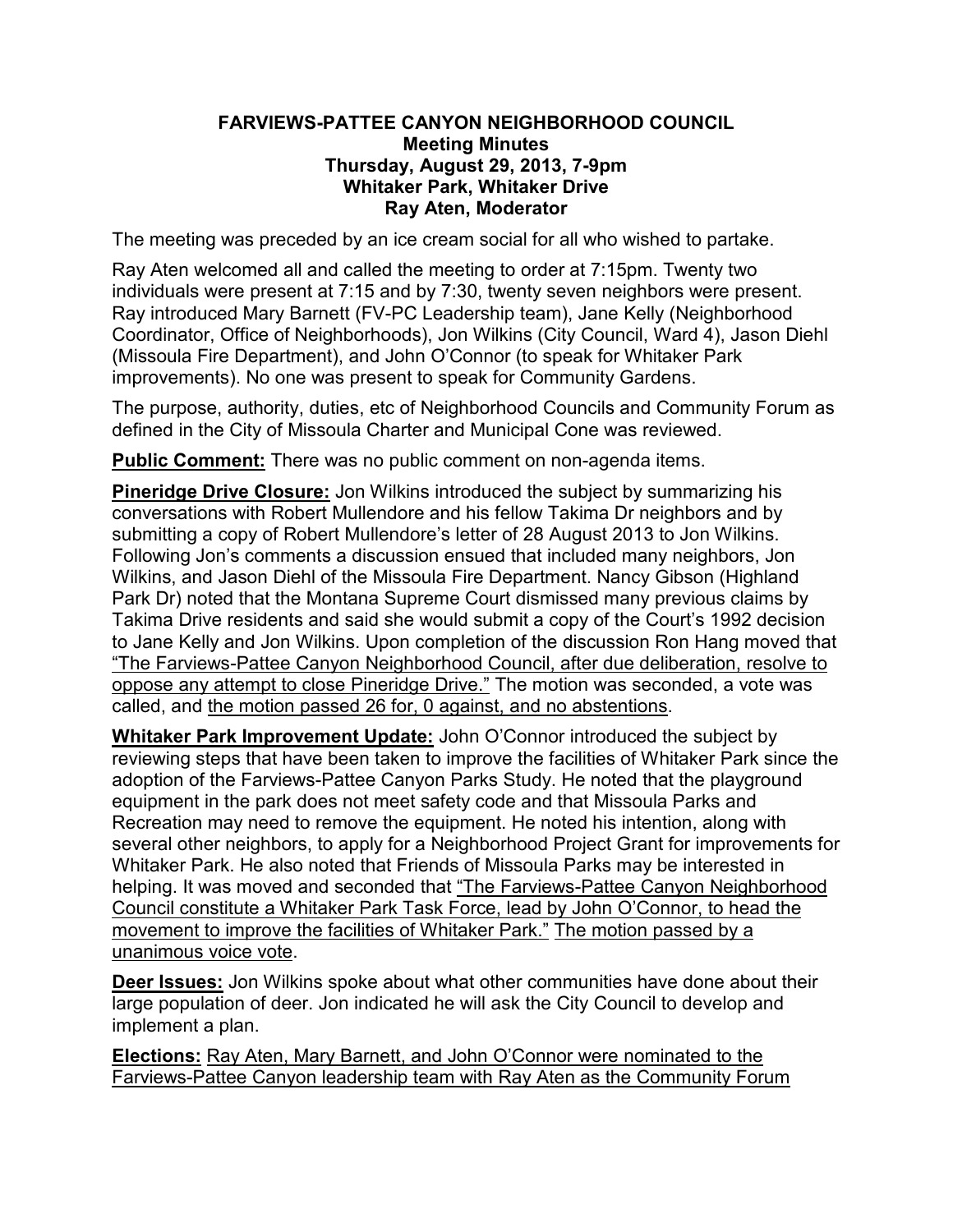# FARVIEWS-PATTEE CANYON NEIGHBORHOOD COUNCIL
## Meeting Minutes
## Thursday, August 29, 2013, 7-9pm
## Whitaker Park, Whitaker Drive
## Ray Aten, Moderator

The meeting was preceded by an ice cream social for all who wished to partake.

Ray Aten welcomed all and called the meeting to order at 7:15pm. Twenty two individuals were present at 7:15 and by 7:30, twenty seven neighbors were present. Ray introduced Mary Barnett (FV-PC Leadership team), Jane Kelly (Neighborhood Coordinator, Office of Neighborhoods), Jon Wilkins (City Council, Ward 4), Jason Diehl (Missoula Fire Department), and John O'Connor (to speak for Whitaker Park improvements). No one was present to speak for Community Gardens.

The purpose, authority, duties, etc of Neighborhood Councils and Community Forum as defined in the City of Missoula Charter and Municipal Cone was reviewed.

**Public Comment:** There was no public comment on non-agenda items.

**Pineridge Drive Closure:** Jon Wilkins introduced the subject by summarizing his conversations with Robert Mullendore and his fellow Takima Dr neighbors and by submitting a copy of Robert Mullendore's letter of 28 August 2013 to Jon Wilkins. Following Jon's comments a discussion ensued that included many neighbors, Jon Wilkins, and Jason Diehl of the Missoula Fire Department. Nancy Gibson (Highland Park Dr) noted that the Montana Supreme Court dismissed many previous claims by Takima Drive residents and said she would submit a copy of the Court's 1992 decision to Jane Kelly and Jon Wilkins. Upon completion of the discussion Ron Hang moved that "The Farviews-Pattee Canyon Neighborhood Council, after due deliberation, resolve to oppose any attempt to close Pineridge Drive." The motion was seconded, a vote was called, and the motion passed 26 for, 0 against, and no abstentions.

**Whitaker Park Improvement Update:** John O'Connor introduced the subject by reviewing steps that have been taken to improve the facilities of Whitaker Park since the adoption of the Farviews-Pattee Canyon Parks Study. He noted that the playground equipment in the park does not meet safety code and that Missoula Parks and Recreation may need to remove the equipment. He noted his intention, along with several other neighbors, to apply for a Neighborhood Project Grant for improvements for Whitaker Park. He also noted that Friends of Missoula Parks may be interested in helping. It was moved and seconded that "The Farviews-Pattee Canyon Neighborhood Council constitute a Whitaker Park Task Force, lead by John O'Connor, to head the movement to improve the facilities of Whitaker Park." The motion passed by a unanimous voice vote.

**Deer Issues:** Jon Wilkins spoke about what other communities have done about their large population of deer. Jon indicated he will ask the City Council to develop and implement a plan.

**Elections:** Ray Aten, Mary Barnett, and John O'Connor were nominated to the Farviews-Pattee Canyon leadership team with Ray Aten as the Community Forum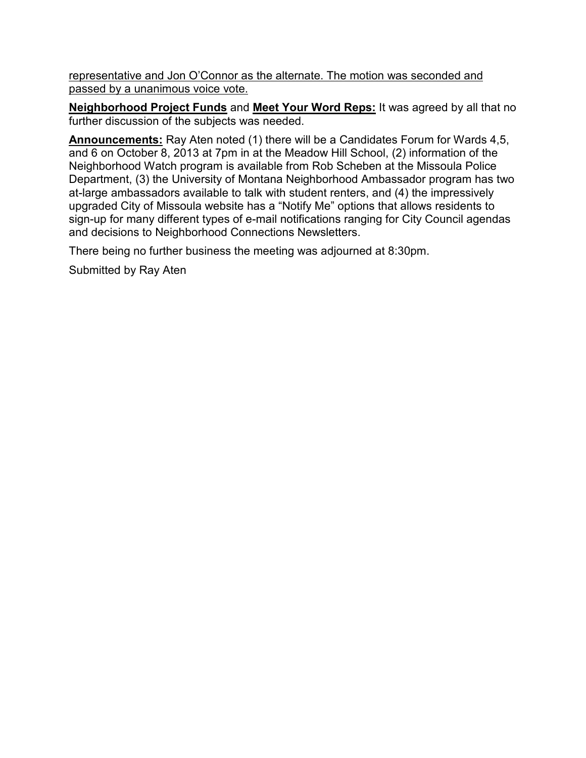<u>representative and Jon O'Connor as the alternate. The motion was seconded and passed by a unanimous voice vote.</u>

**<u>Neighborhood Project Funds</u>** and **<u>Meet Your Word Reps:</u>** It was agreed by all that no further discussion of the subjects was needed.

**<u>Announcements:</u>** Ray Aten noted (1) there will be a Candidates Forum for Wards 4,5, and 6 on October 8, 2013 at 7pm in at the Meadow Hill School, (2) information of the Neighborhood Watch program is available from Rob Scheben at the Missoula Police Department, (3) the University of Montana Neighborhood Ambassador program has two at-large ambassadors available to talk with student renters, and (4) the impressively upgraded City of Missoula website has a "Notify Me" options that allows residents to sign-up for many different types of e-mail notifications ranging for City Council agendas and decisions to Neighborhood Connections Newsletters.

There being no further business the meeting was adjourned at 8:30pm.

Submitted by Ray Aten